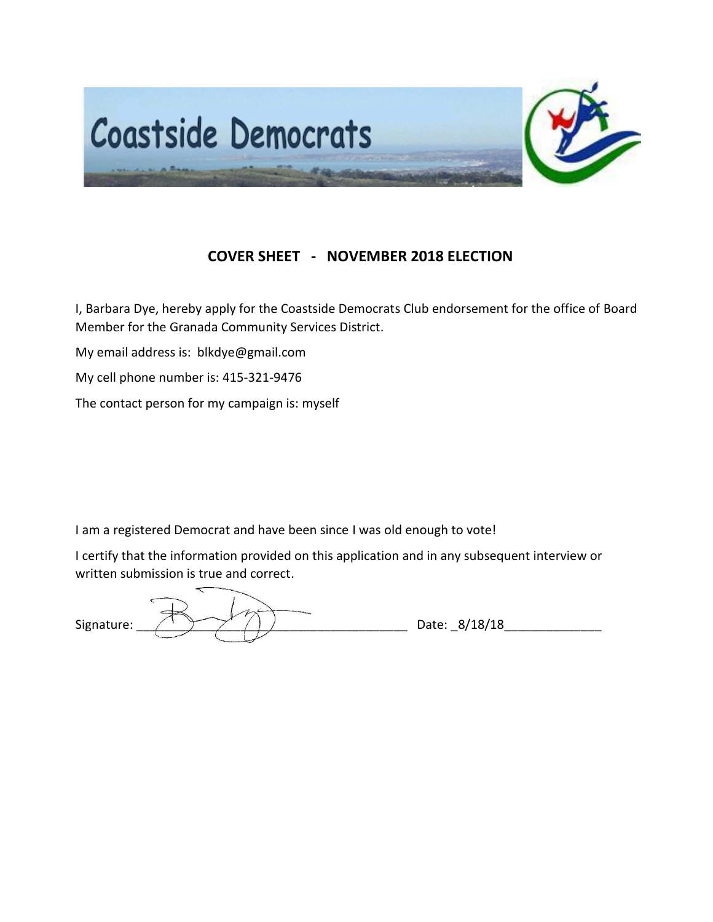Coastside Democrats

## COVER SHEET - NOVEMBER 2018 ELECTION

I, Barbara Dye, hereby apply for the Coastside Democrats Club endorsement for the office of Board Member for the Granada Community Services District.

My email address is: blkdye@gmail.com

My cell phone number is: 415-321-9476

The contact person for my campaign is: myself

I am a registered Democrat and have been since I was old enough to vote!

I certify that the information provided on this application and in any subsequent interview or written submission is true and correct.

Signature: ______________________________________ Date: _8/18/18_____________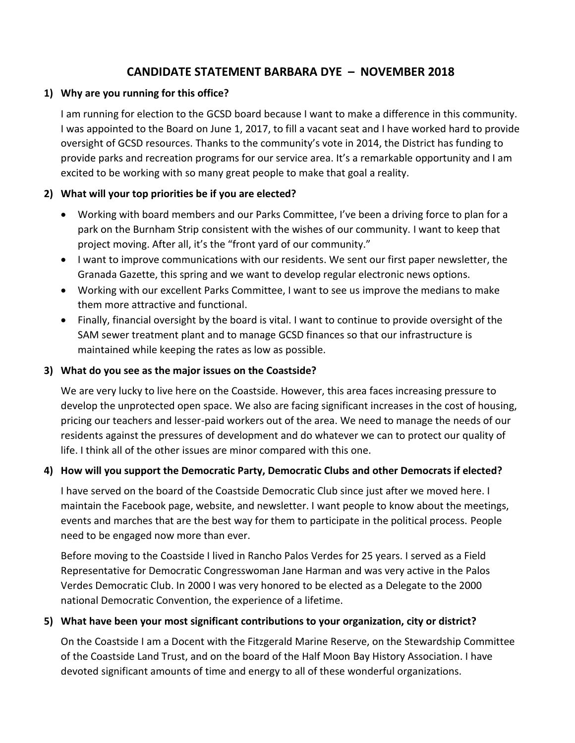# CANDIDATE STATEMENT BARBARA DYE – NOVEMBER 2018

**1) Why are you running for this office?**

I am running for election to the GCSD board because I want to make a difference in this community. I was appointed to the Board on June 1, 2017, to fill a vacant seat and I have worked hard to provide oversight of GCSD resources. Thanks to the community's vote in 2014, the District has funding to provide parks and recreation programs for our service area. It's a remarkable opportunity and I am excited to be working with so many great people to make that goal a reality.

**2) What will your top priorities be if you are elected?**

- Working with board members and our Parks Committee, I've been a driving force to plan for a park on the Burnham Strip consistent with the wishes of our community. I want to keep that project moving. After all, it's the "front yard of our community."
- I want to improve communications with our residents. We sent our first paper newsletter, the Granada Gazette, this spring and we want to develop regular electronic news options.
- Working with our excellent Parks Committee, I want to see us improve the medians to make them more attractive and functional.
- Finally, financial oversight by the board is vital. I want to continue to provide oversight of the SAM sewer treatment plant and to manage GCSD finances so that our infrastructure is maintained while keeping the rates as low as possible.

**3) What do you see as the major issues on the Coastside?**

We are very lucky to live here on the Coastside. However, this area faces increasing pressure to develop the unprotected open space. We also are facing significant increases in the cost of housing, pricing our teachers and lesser-paid workers out of the area. We need to manage the needs of our residents against the pressures of development and do whatever we can to protect our quality of life. I think all of the other issues are minor compared with this one.

**4) How will you support the Democratic Party, Democratic Clubs and other Democrats if elected?**

I have served on the board of the Coastside Democratic Club since just after we moved here. I maintain the Facebook page, website, and newsletter. I want people to know about the meetings, events and marches that are the best way for them to participate in the political process. People need to be engaged now more than ever.

Before moving to the Coastside I lived in Rancho Palos Verdes for 25 years. I served as a Field Representative for Democratic Congresswoman Jane Harman and was very active in the Palos Verdes Democratic Club. In 2000 I was very honored to be elected as a Delegate to the 2000 national Democratic Convention, the experience of a lifetime.

**5) What have been your most significant contributions to your organization, city or district?**

On the Coastside I am a Docent with the Fitzgerald Marine Reserve, on the Stewardship Committee of the Coastside Land Trust, and on the board of the Half Moon Bay History Association. I have devoted significant amounts of time and energy to all of these wonderful organizations.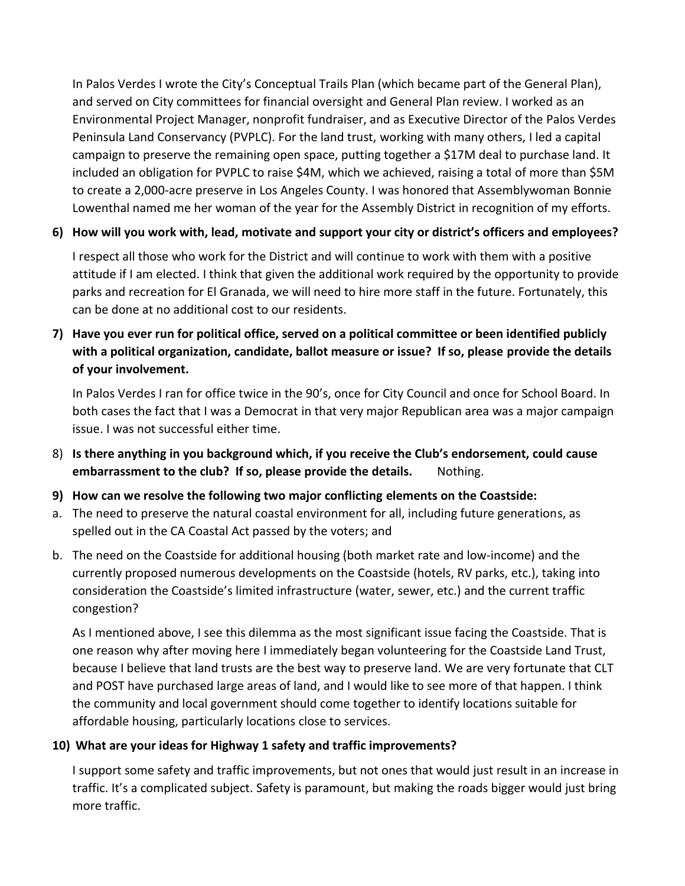In Palos Verdes I wrote the City's Conceptual Trails Plan (which became part of the General Plan), and served on City committees for financial oversight and General Plan review. I worked as an Environmental Project Manager, nonprofit fundraiser, and as Executive Director of the Palos Verdes Peninsula Land Conservancy (PVPLC). For the land trust, working with many others, I led a capital campaign to preserve the remaining open space, putting together a $17M deal to purchase land. It included an obligation for PVPLC to raise $4M, which we achieved, raising a total of more than $5M to create a 2,000-acre preserve in Los Angeles County. I was honored that Assemblywoman Bonnie Lowenthal named me her woman of the year for the Assembly District in recognition of my efforts.

**6) How will you work with, lead, motivate and support your city or district's officers and employees?**

I respect all those who work for the District and will continue to work with them with a positive attitude if I am elected. I think that given the additional work required by the opportunity to provide parks and recreation for El Granada, we will need to hire more staff in the future. Fortunately, this can be done at no additional cost to our residents.

**7) Have you ever run for political office, served on a political committee or been identified publicly with a political organization, candidate, ballot measure or issue? If so, please provide the details of your involvement.**

In Palos Verdes I ran for office twice in the 90's, once for City Council and once for School Board. In both cases the fact that I was a Democrat in that very major Republican area was a major campaign issue. I was not successful either time.

8) **Is there anything in you background which, if you receive the Club's endorsement, could cause embarrassment to the club? If so, please provide the details.** Nothing.

**9) How can we resolve the following two major conflicting elements on the Coastside:**

a. The need to preserve the natural coastal environment for all, including future generations, as spelled out in the CA Coastal Act passed by the voters; and

b. The need on the Coastside for additional housing (both market rate and low-income) and the currently proposed numerous developments on the Coastside (hotels, RV parks, etc.), taking into consideration the Coastside's limited infrastructure (water, sewer, etc.) and the current traffic congestion?

As I mentioned above, I see this dilemma as the most significant issue facing the Coastside. That is one reason why after moving here I immediately began volunteering for the Coastside Land Trust, because I believe that land trusts are the best way to preserve land. We are very fortunate that CLT and POST have purchased large areas of land, and I would like to see more of that happen. I think the community and local government should come together to identify locations suitable for affordable housing, particularly locations close to services.

**10) What are your ideas for Highway 1 safety and traffic improvements?**

I support some safety and traffic improvements, but not ones that would just result in an increase in traffic. It's a complicated subject. Safety is paramount, but making the roads bigger would just bring more traffic.